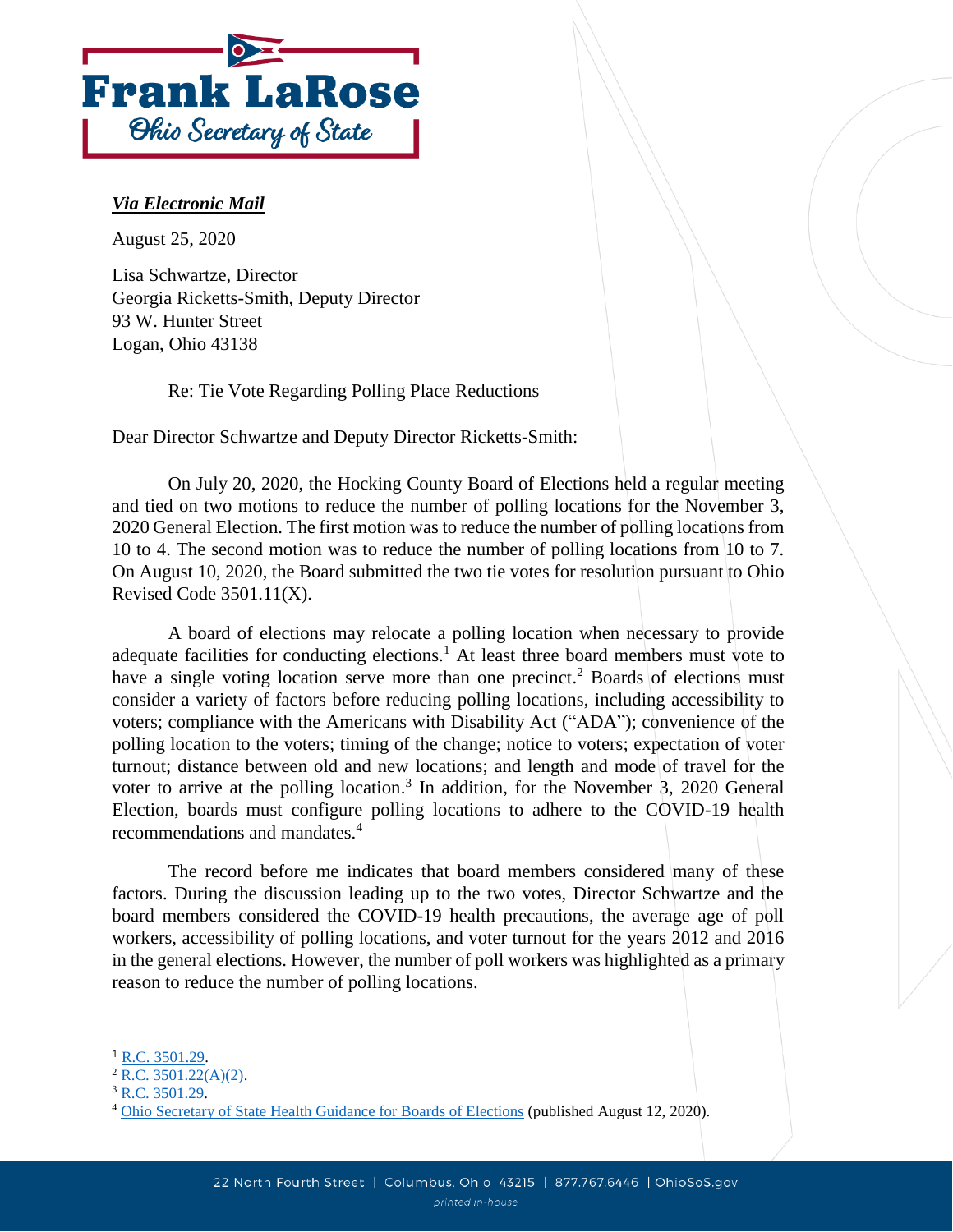**Frank LaRose**

*Ohio Secretary of State*

***Via Electronic Mail***

August 25, 2020

Lisa Schwartze, Director
Georgia Ricketts-Smith, Deputy Director
93 W. Hunter Street
Logan, Ohio 43138

Re: Tie Vote Regarding Polling Place Reductions

Dear Director Schwartze and Deputy Director Ricketts-Smith:

On July 20, 2020, the Hocking County Board of Elections held a regular meeting and tied on two motions to reduce the number of polling locations for the November 3, 2020 General Election. The first motion was to reduce the number of polling locations from 10 to 4. The second motion was to reduce the number of polling locations from 10 to 7. On August 10, 2020, the Board submitted the two tie votes for resolution pursuant to Ohio Revised Code 3501.11(X).

A board of elections may relocate a polling location when necessary to provide adequate facilities for conducting elections.[1] At least three board members must vote to have a single voting location serve more than one precinct.[2] Boards of elections must consider a variety of factors before reducing polling locations, including accessibility to voters; compliance with the Americans with Disability Act ("ADA"); convenience of the polling location to the voters; timing of the change; notice to voters; expectation of voter turnout; distance between old and new locations; and length and mode of travel for the voter to arrive at the polling location.[3] In addition, for the November 3, 2020 General Election, boards must configure polling locations to adhere to the COVID-19 health recommendations and mandates.[4]

The record before me indicates that board members considered many of these factors. During the discussion leading up to the two votes, Director Schwartze and the board members considered the COVID-19 health precautions, the average age of poll workers, accessibility of polling locations, and voter turnout for the years 2012 and 2016 in the general elections. However, the number of poll workers was highlighted as a primary reason to reduce the number of polling locations.

---

[1] R.C. 3501.29.
[2] R.C. 3501.22(A)(2).
[3] R.C. 3501.29.
[4] Ohio Secretary of State Health Guidance for Boards of Elections (published August 12, 2020).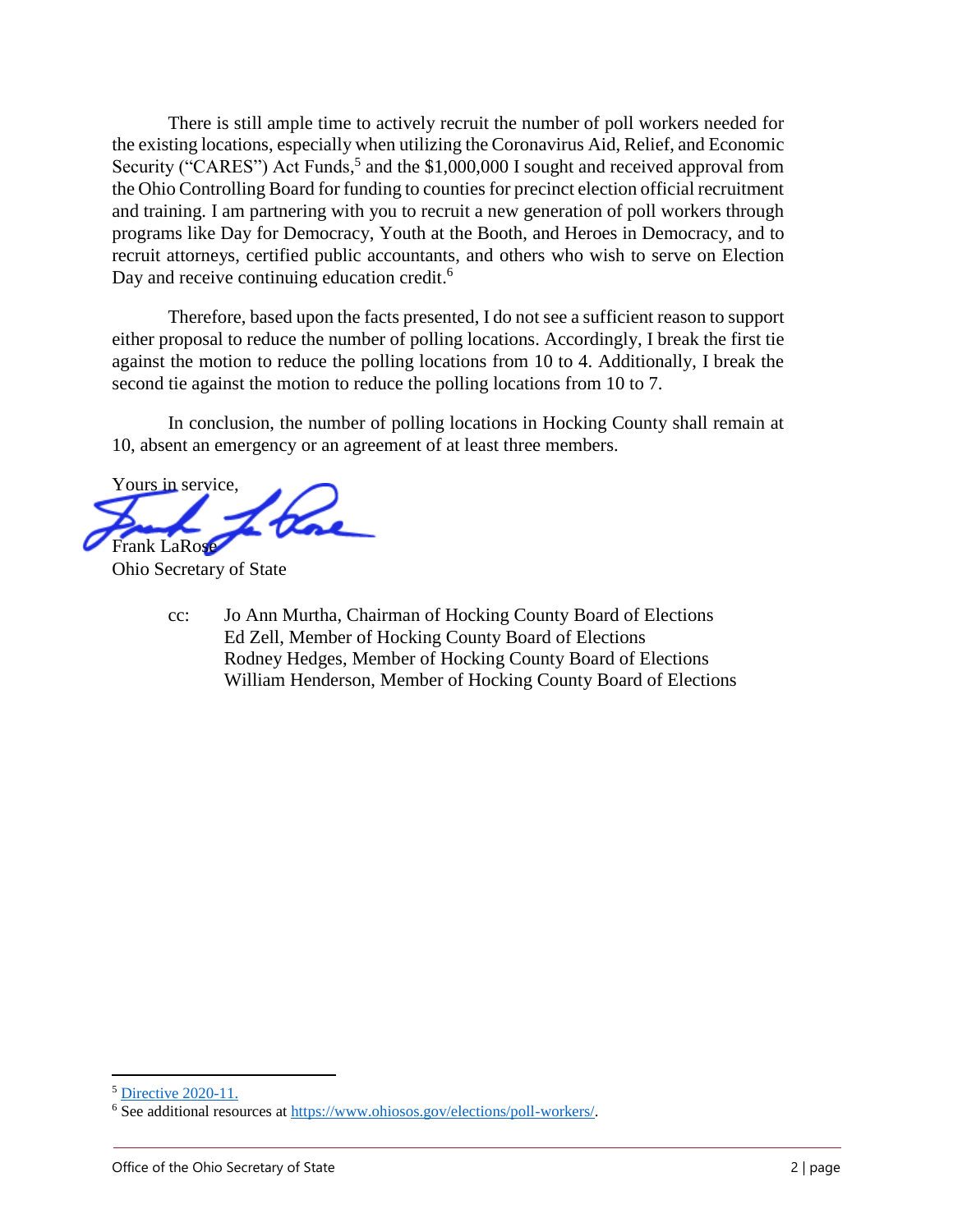There is still ample time to actively recruit the number of poll workers needed for the existing locations, especially when utilizing the Coronavirus Aid, Relief, and Economic Security ("CARES") Act Funds,[5] and the $1,000,000 I sought and received approval from the Ohio Controlling Board for funding to counties for precinct election official recruitment and training. I am partnering with you to recruit a new generation of poll workers through programs like Day for Democracy, Youth at the Booth, and Heroes in Democracy, and to recruit attorneys, certified public accountants, and others who wish to serve on Election Day and receive continuing education credit.[6]

Therefore, based upon the facts presented, I do not see a sufficient reason to support either proposal to reduce the number of polling locations. Accordingly, I break the first tie against the motion to reduce the polling locations from 10 to 4. Additionally, I break the second tie against the motion to reduce the polling locations from 10 to 7.

In conclusion, the number of polling locations in Hocking County shall remain at 10, absent an emergency or an agreement of at least three members.

Yours in service,

Frank LaRose
Ohio Secretary of State

cc: Jo Ann Murtha, Chairman of Hocking County Board of Elections
Ed Zell, Member of Hocking County Board of Elections
Rodney Hedges, Member of Hocking County Board of Elections
William Henderson, Member of Hocking County Board of Elections

---

[5] Directive 2020-11.

[6] See additional resources at https://www.ohiosos.gov/elections/poll-workers/.